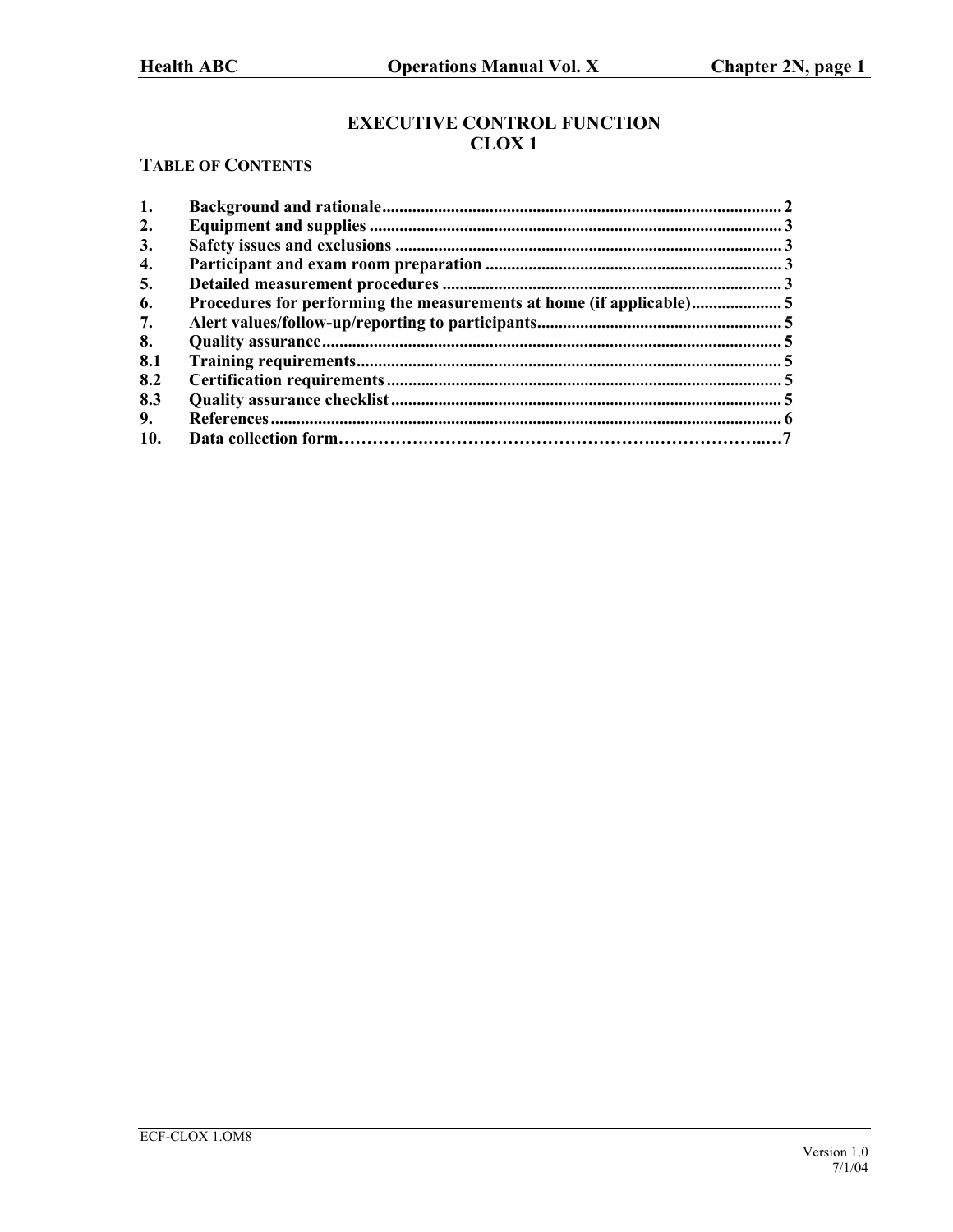# EXECUTIVE CONTROL FUNCTION
# CLOX 1

## TABLE OF CONTENTS

| | | |
|---|---|---|
| 1. | Background and rationale | 2 |
| 2. | Equipment and supplies | 3 |
| 3. | Safety issues and exclusions | 3 |
| 4. | Participant and exam room preparation | 3 |
| 5. | Detailed measurement procedures | 3 |
| 6. | Procedures for performing the measurements at home (if applicable) | 5 |
| 7. | Alert values/follow-up/reporting to participants | 5 |
| 8. | Quality assurance | 5 |
| 8.1 | Training requirements | 5 |
| 8.2 | Certification requirements | 5 |
| 8.3 | Quality assurance checklist | 5 |
| 9. | References | 6 |
| 10. | Data collection form | 7 |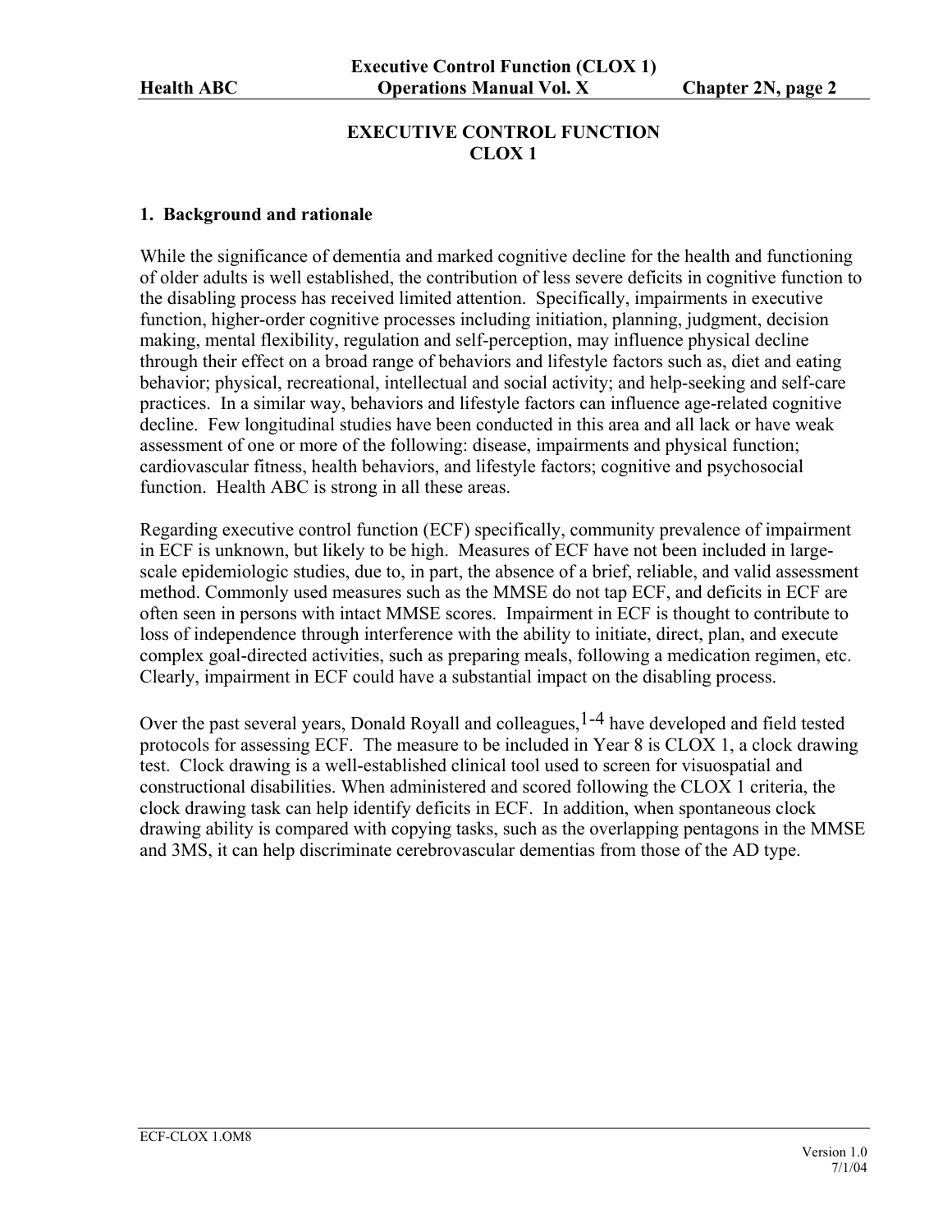# EXECUTIVE CONTROL FUNCTION
# CLOX 1

## 1. Background and rationale

While the significance of dementia and marked cognitive decline for the health and functioning of older adults is well established, the contribution of less severe deficits in cognitive function to the disabling process has received limited attention. Specifically, impairments in executive function, higher-order cognitive processes including initiation, planning, judgment, decision making, mental flexibility, regulation and self-perception, may influence physical decline through their effect on a broad range of behaviors and lifestyle factors such as, diet and eating behavior; physical, recreational, intellectual and social activity; and help-seeking and self-care practices. In a similar way, behaviors and lifestyle factors can influence age-related cognitive decline. Few longitudinal studies have been conducted in this area and all lack or have weak assessment of one or more of the following: disease, impairments and physical function; cardiovascular fitness, health behaviors, and lifestyle factors; cognitive and psychosocial function. Health ABC is strong in all these areas.

Regarding executive control function (ECF) specifically, community prevalence of impairment in ECF is unknown, but likely to be high. Measures of ECF have not been included in large-scale epidemiologic studies, due to, in part, the absence of a brief, reliable, and valid assessment method. Commonly used measures such as the MMSE do not tap ECF, and deficits in ECF are often seen in persons with intact MMSE scores. Impairment in ECF is thought to contribute to loss of independence through interference with the ability to initiate, direct, plan, and execute complex goal-directed activities, such as preparing meals, following a medication regimen, etc. Clearly, impairment in ECF could have a substantial impact on the disabling process.

Over the past several years, Donald Royall and colleagues,[1-4] have developed and field tested protocols for assessing ECF. The measure to be included in Year 8 is CLOX 1, a clock drawing test. Clock drawing is a well-established clinical tool used to screen for visuospatial and constructional disabilities. When administered and scored following the CLOX 1 criteria, the clock drawing task can help identify deficits in ECF. In addition, when spontaneous clock drawing ability is compared with copying tasks, such as the overlapping pentagons in the MMSE and 3MS, it can help discriminate cerebrovascular dementias from those of the AD type.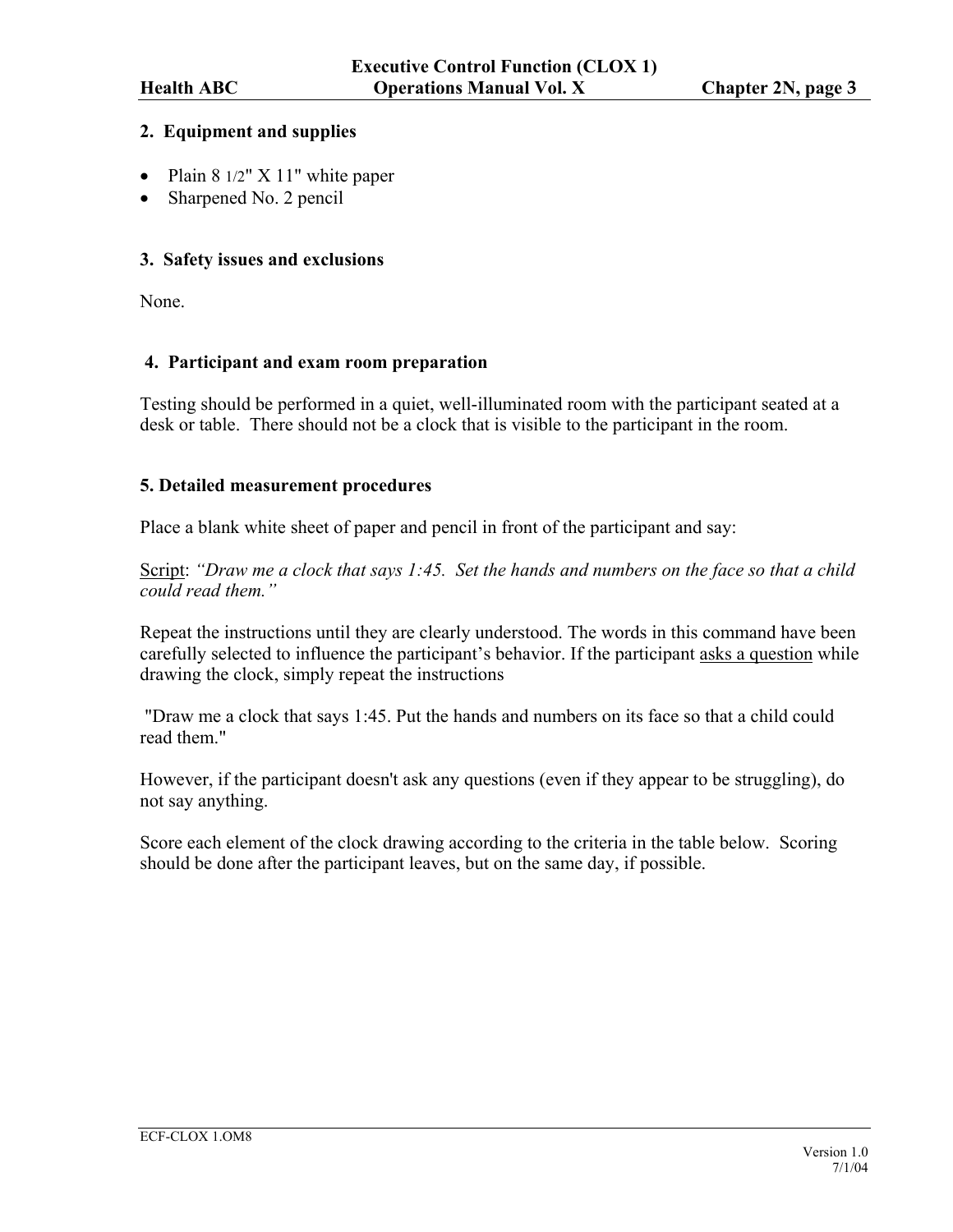## 2. Equipment and supplies

- Plain 8 1/2" X 11" white paper
- Sharpened No. 2 pencil

## 3. Safety issues and exclusions

None.

## 4. Participant and exam room preparation

Testing should be performed in a quiet, well-illuminated room with the participant seated at a desk or table. There should not be a clock that is visible to the participant in the room.

## 5. Detailed measurement procedures

Place a blank white sheet of paper and pencil in front of the participant and say:

<u>Script</u>: *"Draw me a clock that says 1:45. Set the hands and numbers on the face so that a child could read them."*

Repeat the instructions until they are clearly understood. The words in this command have been carefully selected to influence the participant's behavior. If the participant <u>asks a question</u> while drawing the clock, simply repeat the instructions

"Draw me a clock that says 1:45. Put the hands and numbers on its face so that a child could read them."

However, if the participant doesn't ask any questions (even if they appear to be struggling), do not say anything.

Score each element of the clock drawing according to the criteria in the table below. Scoring should be done after the participant leaves, but on the same day, if possible.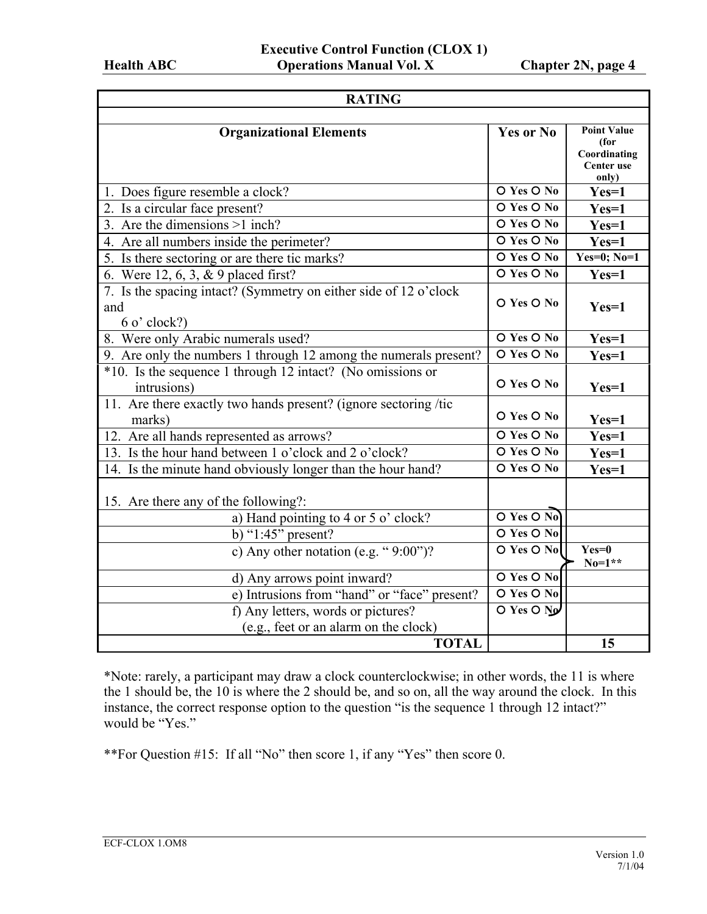| RATING | | |
|---|---|---|
| **Organizational Elements** | **Yes or No** | **Point Value (for Coordinating Center use only)** |
| 1. Does figure resemble a clock? | ○ Yes ○ No | **Yes=1** |
| 2. Is a circular face present? | ○ Yes ○ No | **Yes=1** |
| 3. Are the dimensions >1 inch? | ○ Yes ○ No | **Yes=1** |
| 4. Are all numbers inside the perimeter? | ○ Yes ○ No | **Yes=1** |
| 5. Is there sectoring or are there tic marks? | ○ Yes ○ No | **Yes=0; No=1** |
| 6. Were 12, 6, 3, & 9 placed first? | ○ Yes ○ No | **Yes=1** |
| 7. Is the spacing intact? (Symmetry on either side of 12 o'clock and 6 o' clock?) | ○ Yes ○ No | **Yes=1** |
| 8. Were only Arabic numerals used? | ○ Yes ○ No | **Yes=1** |
| 9. Are only the numbers 1 through 12 among the numerals present? | ○ Yes ○ No | **Yes=1** |
| *10. Is the sequence 1 through 12 intact? (No omissions or intrusions) | ○ Yes ○ No | **Yes=1** |
| 11. Are there exactly two hands present? (ignore sectoring /tic marks) | ○ Yes ○ No | **Yes=1** |
| 12. Are all hands represented as arrows? | ○ Yes ○ No | **Yes=1** |
| 13. Is the hour hand between 1 o'clock and 2 o'clock? | ○ Yes ○ No | **Yes=1** |
| 14. Is the minute hand obviously longer than the hour hand? | ○ Yes ○ No | **Yes=1** |
| 15. Are there any of the following?: | | |
| a) Hand pointing to 4 or 5 o' clock? | ○ Yes ○ No | |
| b) "1:45" present? | ○ Yes ○ No | |
| c) Any other notation (e.g. " 9:00")? | ○ Yes ○ No | **Yes=0 No=1**** |
| d) Any arrows point inward? | ○ Yes ○ No | |
| e) Intrusions from "hand" or "face" present? | ○ Yes ○ No | |
| f) Any letters, words or pictures? (e.g., feet or an alarm on the clock) | ○ Yes ○ No | |
| **TOTAL** | | **15** |

*Note: rarely, a participant may draw a clock counterclockwise; in other words, the 11 is where the 1 should be, the 10 is where the 2 should be, and so on, all the way around the clock. In this instance, the correct response option to the question "is the sequence 1 through 12 intact?" would be "Yes."

**For Question #15: If all "No" then score 1, if any "Yes" then score 0.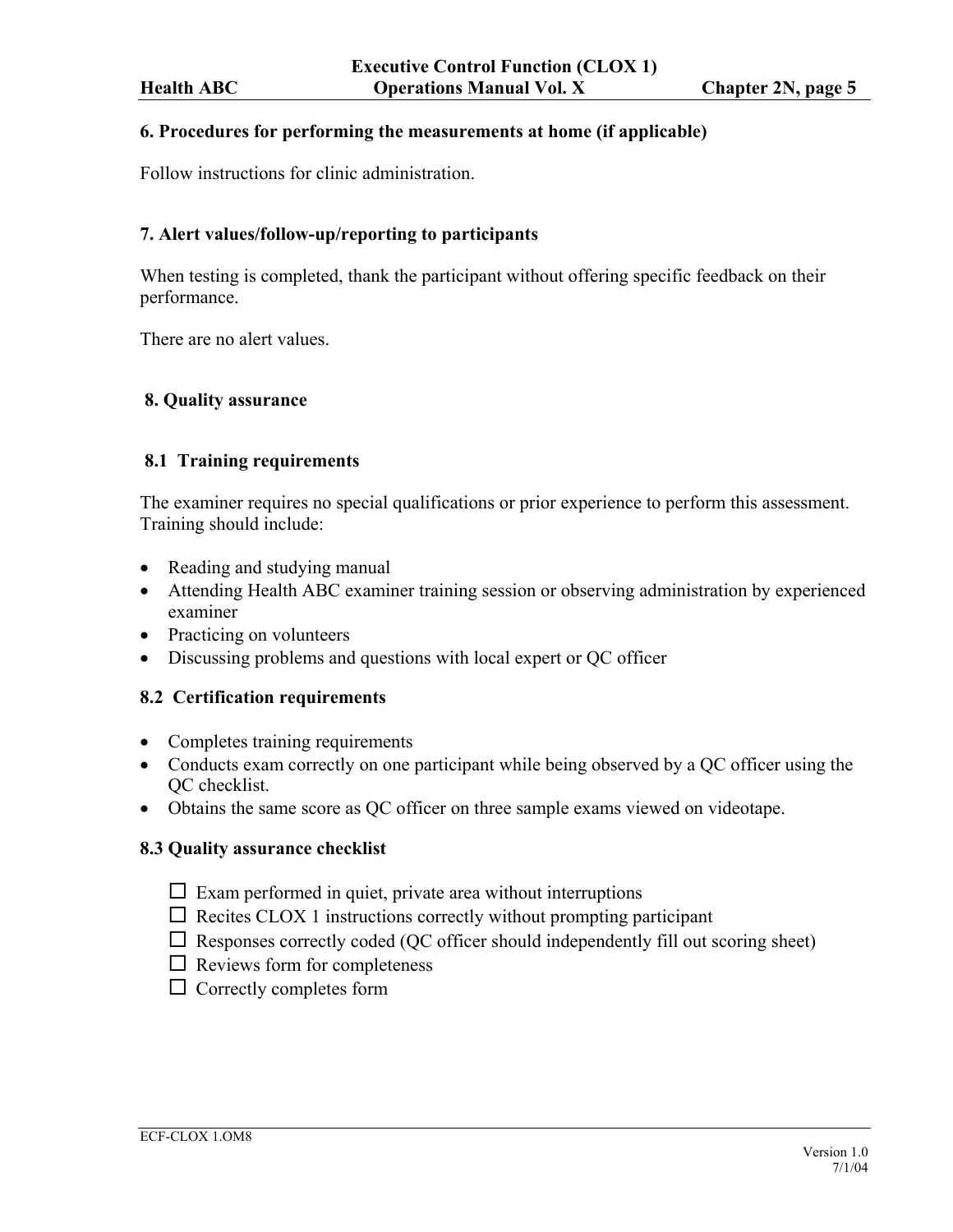## 6. Procedures for performing the measurements at home (if applicable)

Follow instructions for clinic administration.

## 7. Alert values/follow-up/reporting to participants

When testing is completed, thank the participant without offering specific feedback on their performance.

There are no alert values.

## 8. Quality assurance

### 8.1 Training requirements

The examiner requires no special qualifications or prior experience to perform this assessment. Training should include:

- Reading and studying manual
- Attending Health ABC examiner training session or observing administration by experienced examiner
- Practicing on volunteers
- Discussing problems and questions with local expert or QC officer

### 8.2 Certification requirements

- Completes training requirements
- Conducts exam correctly on one participant while being observed by a QC officer using the QC checklist.
- Obtains the same score as QC officer on three sample exams viewed on videotape.

### 8.3 Quality assurance checklist

- ☐ Exam performed in quiet, private area without interruptions
- ☐ Recites CLOX 1 instructions correctly without prompting participant
- ☐ Responses correctly coded (QC officer should independently fill out scoring sheet)
- ☐ Reviews form for completeness
- ☐ Correctly completes form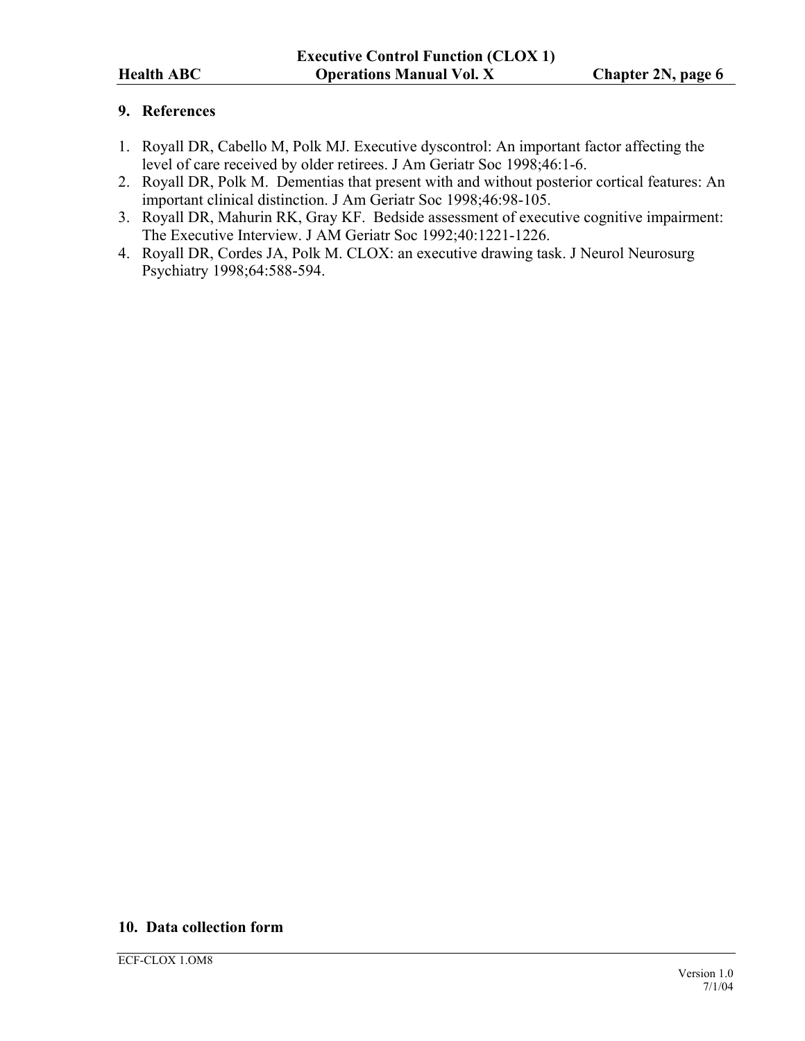## 9. References

1. Royall DR, Cabello M, Polk MJ. Executive dyscontrol: An important factor affecting the level of care received by older retirees. J Am Geriatr Soc 1998;46:1-6.
2. Royall DR, Polk M. Dementias that present with and without posterior cortical features: An important clinical distinction. J Am Geriatr Soc 1998;46:98-105.
3. Royall DR, Mahurin RK, Gray KF. Bedside assessment of executive cognitive impairment: The Executive Interview. J AM Geriatr Soc 1992;40:1221-1226.
4. Royall DR, Cordes JA, Polk M. CLOX: an executive drawing task. J Neurol Neurosurg Psychiatry 1998;64:588-594.

## 10. Data collection form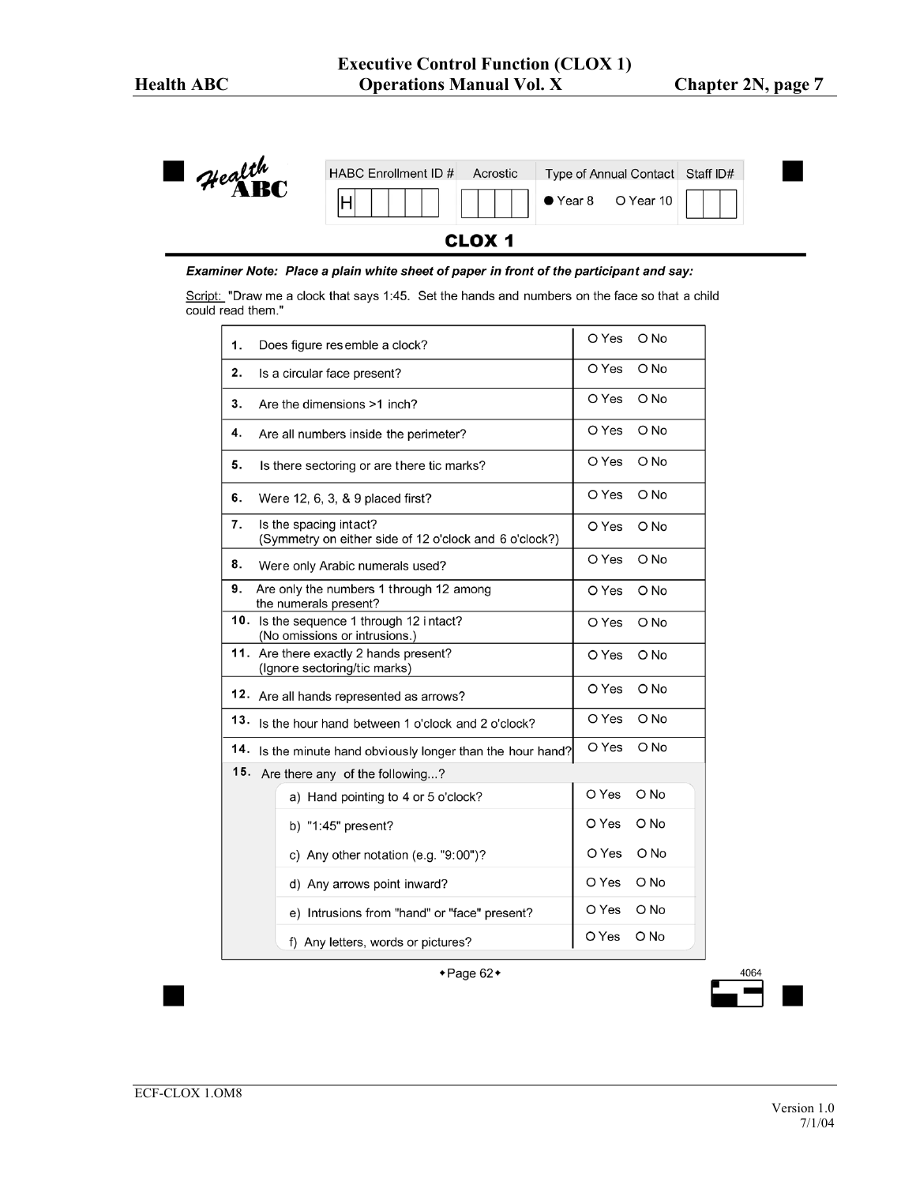**Health ABC**

| HABC Enrollment ID # | Acrostic | Type of Annual Contact | Staff ID# |
| --- | --- | --- | --- |
| H | | ● Year 8 O Year 10 | |

## CLOX 1

***Examiner Note: Place a plain white sheet of paper in front of the participant and say:***

Script: "Draw me a clock that says 1:45. Set the hands and numbers on the face so that a child could read them."

| | |
| --- | --- |
| 1. Does figure resemble a clock? | O Yes O No |
| 2. Is a circular face present? | O Yes O No |
| 3. Are the dimensions >1 inch? | O Yes O No |
| 4. Are all numbers inside the perimeter? | O Yes O No |
| 5. Is there sectoring or are there tic marks? | O Yes O No |
| 6. Were 12, 6, 3, & 9 placed first? | O Yes O No |
| 7. Is the spacing intact? (Symmetry on either side of 12 o'clock and 6 o'clock?) | O Yes O No |
| 8. Were only Arabic numerals used? | O Yes O No |
| 9. Are only the numbers 1 through 12 among the numerals present? | O Yes O No |
| 10. Is the sequence 1 through 12 intact? (No omissions or intrusions.) | O Yes O No |
| 11. Are there exactly 2 hands present? (Ignore sectoring/tic marks) | O Yes O No |
| 12. Are all hands represented as arrows? | O Yes O No |
| 13. Is the hour hand between 1 o'clock and 2 o'clock? | O Yes O No |
| 14. Is the minute hand obviously longer than the hour hand? | O Yes O No |
| 15. Are there any of the following...? | |
| a) Hand pointing to 4 or 5 o'clock? | O Yes O No |
| b) "1:45" present? | O Yes O No |
| c) Any other notation (e.g. "9:00")? | O Yes O No |
| d) Any arrows point inward? | O Yes O No |
| e) Intrusions from "hand" or "face" present? | O Yes O No |
| f) Any letters, words or pictures? | O Yes O No |

4064

ECF-CLOX 1.OM8

Version 1.0
7/1/04